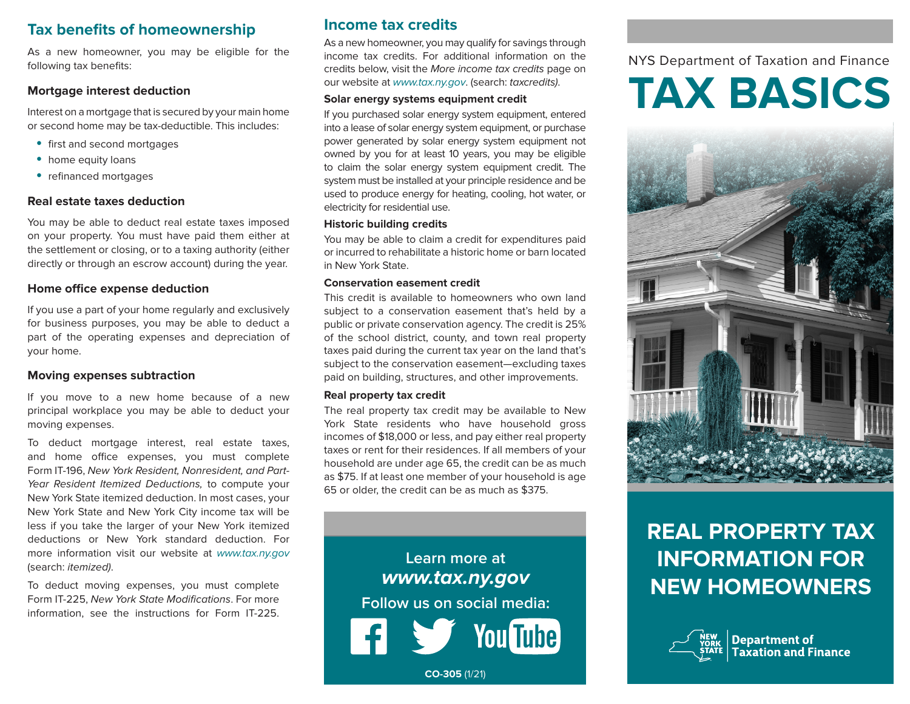## Tax benefits of homeownership

As a new homeowner, you may be eligible for the following tax benefits:

### Mortgage interest deduction

Interest on a mortgage that is secured by your main home or second home may be tax-deductible. This includes:

- first and second mortgages
- home equity loans
- refinanced mortgages

### Real estate taxes deduction

You may be able to deduct real estate taxes imposed on your property. You must have paid them either at the settlement or closing, or to a taxing authority (either directly or through an escrow account) during the year.

### Home office expense deduction

If you use a part of your home regularly and exclusively for business purposes, you may be able to deduct a part of the operating expenses and depreciation of your home.

### Moving expenses subtraction

If you move to a new home because of a new principal workplace you may be able to deduct your moving expenses.

To deduct mortgage interest, real estate taxes, and home office expenses, you must complete Form IT-196, *New York Resident, Nonresident, and Part-Year Resident Itemized Deductions,* to compute your New York State itemized deduction. In most cases, your New York State and New York City income tax will be less if you take the larger of your New York itemized deductions or New York standard deduction. For more information visit our website at *www.tax.ny.gov* (search: *itemized).*

To deduct moving expenses, you must complete Form IT-225, *New York State Modifications*. For more information, see the instructions for Form IT-225.

## Income tax credits

As a new homeowner, you may qualify for savings through income tax credits. For additional information on the credits below, visit the *More income tax credits* page on our website at *www.tax.ny.gov*. (search: *taxcredits).*

### Solar energy systems equipment credit

If you purchased solar energy system equipment, entered into a lease of solar energy system equipment, or purchase power generated by solar energy system equipment not owned by you for at least 10 years, you may be eligible to claim the solar energy system equipment credit. The system must be installed at your principle residence and be used to produce energy for heating, cooling, hot water, or electricity for residential use.

### Historic building credits

You may be able to claim a credit for expenditures paid or incurred to rehabilitate a historic home or barn located in New York State.

### Conservation easement credit

This credit is available to homeowners who own land subject to a conservation easement that's held by a public or private conservation agency. The credit is 25% of the school district, county, and town real property taxes paid during the current tax year on the land that's subject to the conservation easement—excluding taxes paid on building, structures, and other improvements.

### Real property tax credit

The real property tax credit may be available to New York State residents who have household gross incomes of $18,000 or less, and pay either real property taxes or rent for their residences. If all members of your household are under age 65, the credit can be as much as $75. If at least one member of your household is age 65 or older, the credit can be as much as $375.

Learn more at
***www.tax.ny.gov***

Follow us on social media:

**CO-305** (1/21)

NYS Department of Taxation and Finance

# TAX BASICS

## REAL PROPERTY TAX INFORMATION FOR NEW HOMEOWNERS

NEW YORK STATE | Department of Taxation and Finance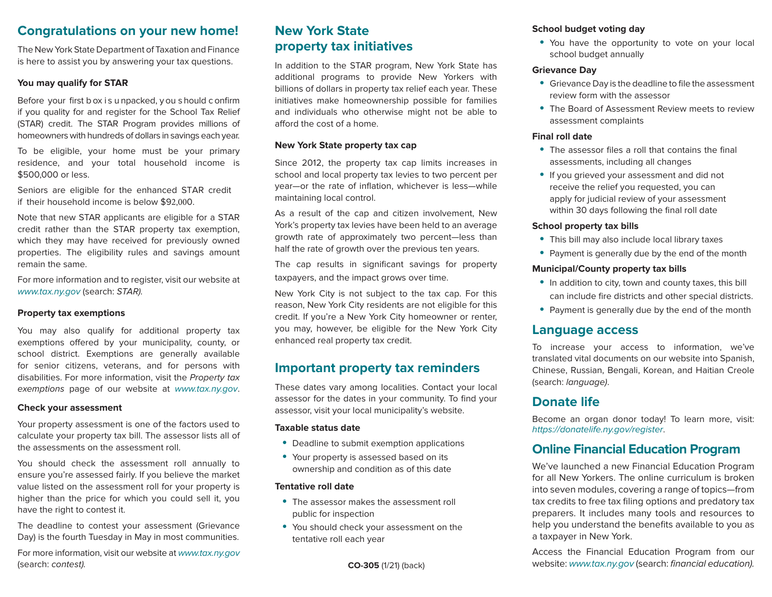## Congratulations on your new home!

The New York State Department of Taxation and Finance is here to assist you by answering your tax questions.

### You may qualify for STAR

Before your first box is unpacked, you should confirm if you quality for and register for the School Tax Relief (STAR) credit. The STAR Program provides millions of homeowners with hundreds of dollars in savings each year.

To be eligible, your home must be your primary residence, and your total household income is $500,000 or less.

Seniors are eligible for the enhanced STAR credit if their household income is below $92,000.

Note that new STAR applicants are eligible for a STAR credit rather than the STAR property tax exemption, which they may have received for previously owned properties. The eligibility rules and savings amount remain the same.

For more information and to register, visit our website at *www.tax.ny.gov* (search: *STAR).*

### Property tax exemptions

You may also qualify for additional property tax exemptions offered by your municipality, county, or school district. Exemptions are generally available for senior citizens, veterans, and for persons with disabilities. For more information, visit the *Property tax exemptions* page of our website at *www.tax.ny.gov*.

### Check your assessment

Your property assessment is one of the factors used to calculate your property tax bill. The assessor lists all of the assessments on the assessment roll.

You should check the assessment roll annually to ensure you're assessed fairly. If you believe the market value listed on the assessment roll for your property is higher than the price for which you could sell it, you have the right to contest it.

The deadline to contest your assessment (Grievance Day) is the fourth Tuesday in May in most communities.

For more information, visit our website at *www.tax.ny.gov* (search: *contest).*

## New York State property tax initiatives

In addition to the STAR program, New York State has additional programs to provide New Yorkers with billions of dollars in property tax relief each year. These initiatives make homeownership possible for families and individuals who otherwise might not be able to afford the cost of a home.

### New York State property tax cap

Since 2012, the property tax cap limits increases in school and local property tax levies to two percent per year—or the rate of inflation, whichever is less—while maintaining local control.

As a result of the cap and citizen involvement, New York's property tax levies have been held to an average growth rate of approximately two percent—less than half the rate of growth over the previous ten years.

The cap results in significant savings for property taxpayers, and the impact grows over time.

New York City is not subject to the tax cap. For this reason, New York City residents are not eligible for this credit. If you're a New York City homeowner or renter, you may, however, be eligible for the New York City enhanced real property tax credit.

## Important property tax reminders

These dates vary among localities. Contact your local assessor for the dates in your community. To find your assessor, visit your local municipality's website.

### Taxable status date

- Deadline to submit exemption applications
- Your property is assessed based on its ownership and condition as of this date

### Tentative roll date

- The assessor makes the assessment roll public for inspection
- You should check your assessment on the tentative roll each year

### School budget voting day

- You have the opportunity to vote on your local school budget annually

### Grievance Day

- Grievance Day is the deadline to file the assessment review form with the assessor
- The Board of Assessment Review meets to review assessment complaints

### Final roll date

- The assessor files a roll that contains the final assessments, including all changes
- If you grieved your assessment and did not receive the relief you requested, you can apply for judicial review of your assessment within 30 days following the final roll date

### School property tax bills

- This bill may also include local library taxes
- Payment is generally due by the end of the month

### Municipal/County property tax bills

- In addition to city, town and county taxes, this bill can include fire districts and other special districts.
- Payment is generally due by the end of the month

## Language access

To increase your access to information, we've translated vital documents on our website into Spanish, Chinese, Russian, Bengali, Korean, and Haitian Creole (search: *language)*.

## Donate life

Become an organ donor today! To learn more, visit: *https://donatelife.ny.gov/register*.

## Online Financial Education Program

We've launched a new Financial Education Program for all New Yorkers. The online curriculum is broken into seven modules, covering a range of topics—from tax credits to free tax filing options and predatory tax preparers. It includes many tools and resources to help you understand the benefits available to you as a taxpayer in New York.

Access the Financial Education Program from our website: *www.tax.ny.gov* (search: *financial education).*

**CO-305** (1/21) (back)